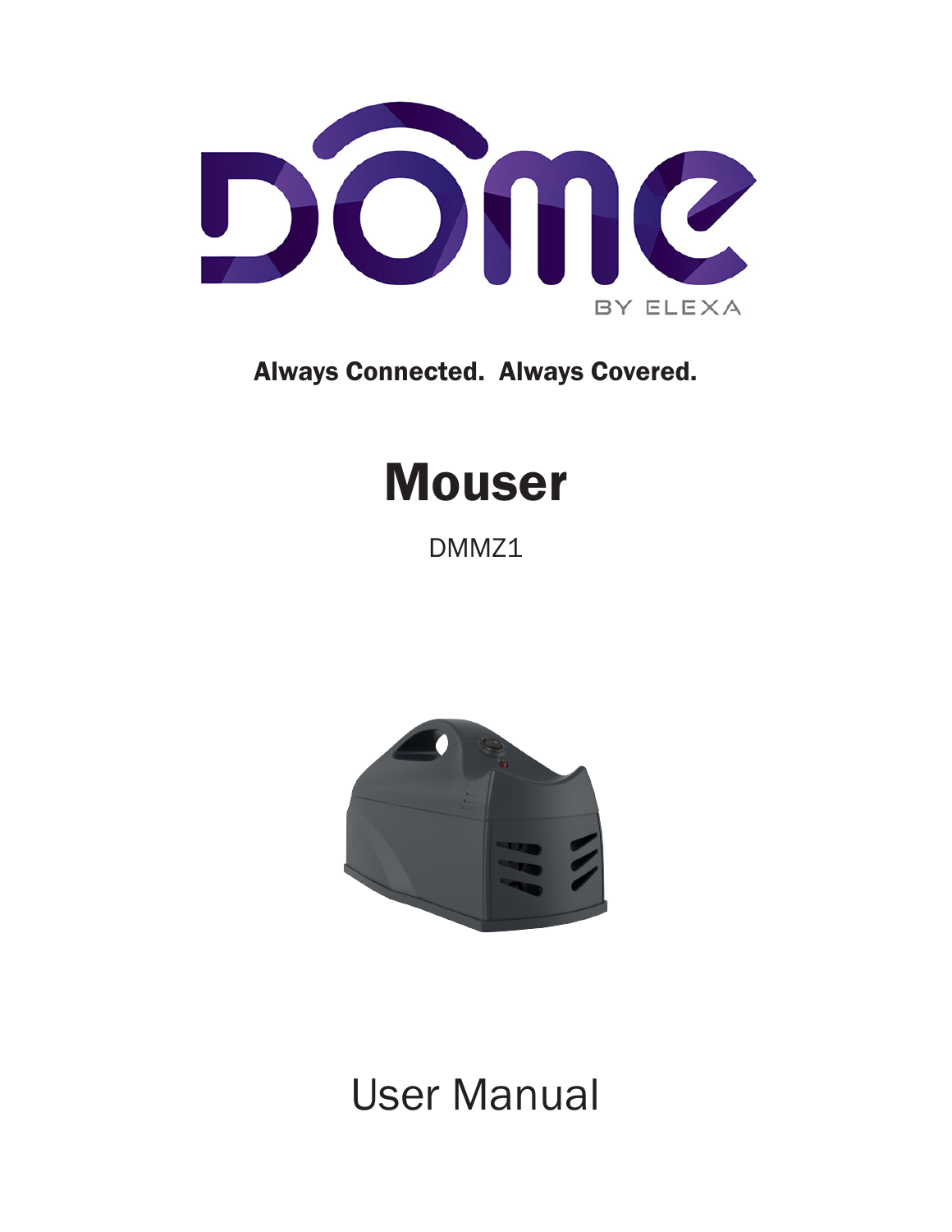DOME

BY ELEXA

**Always Connected. Always Covered.**

# Mouser

DMMZ1

# User Manual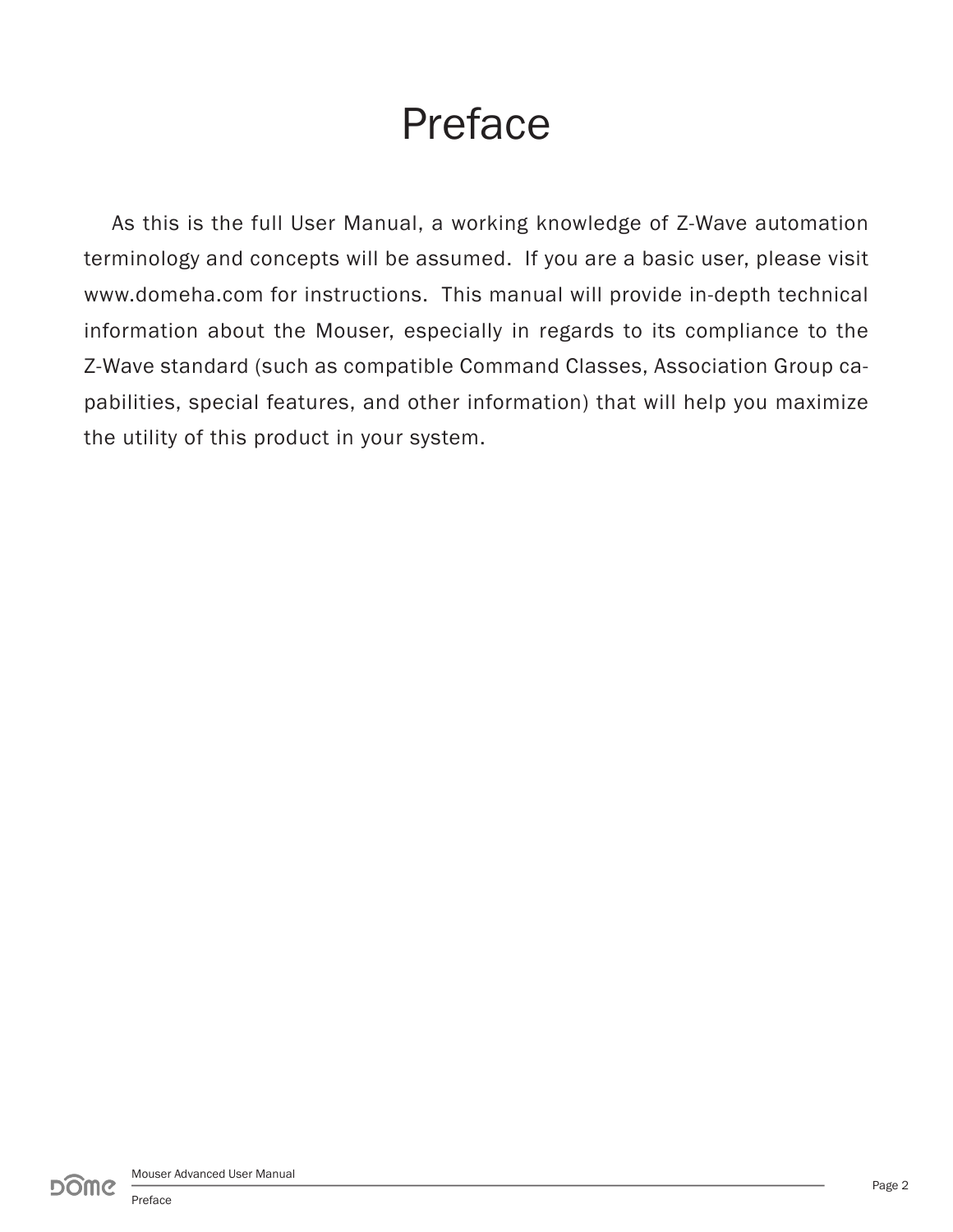# Preface

As this is the full User Manual, a working knowledge of Z-Wave automation terminology and concepts will be assumed. If you are a basic user, please visit www.domeha.com for instructions. This manual will provide in-depth technical information about the Mouser, especially in regards to its compliance to the Z-Wave standard (such as compatible Command Classes, Association Group capabilities, special features, and other information) that will help you maximize the utility of this product in your system.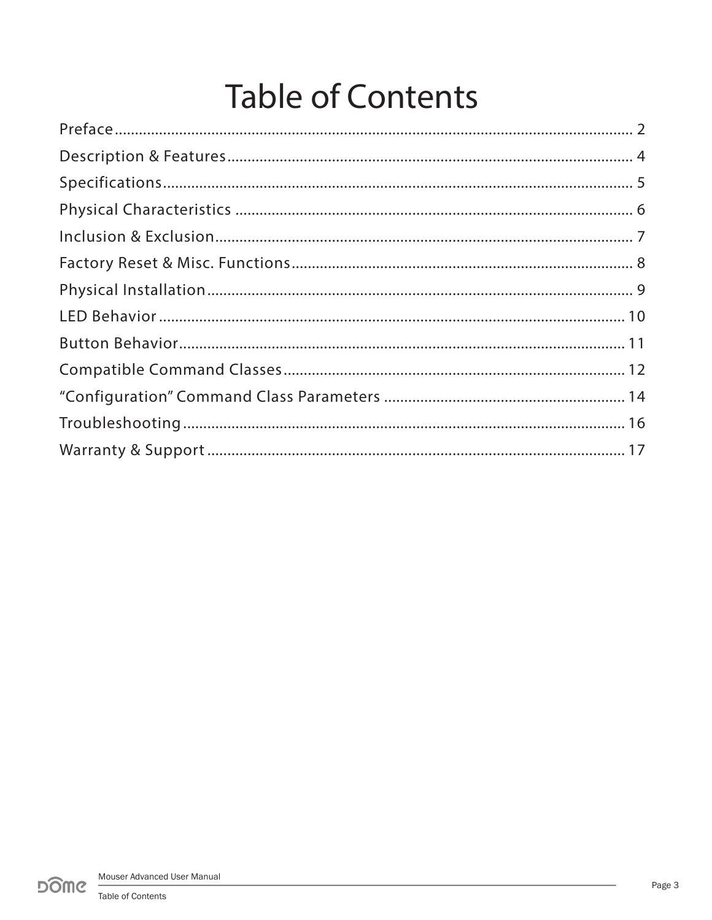# Table of Contents

Preface ........................................................................................................................ 2

Description & Features .................................................................................................. 4

Specifications ................................................................................................................ 5

Physical Characteristics ................................................................................................ 6

Inclusion & Exclusion .................................................................................................... 7

Factory Reset & Misc. Functions ................................................................................... 8

Physical Installation ...................................................................................................... 9

LED Behavior ................................................................................................................ 10

Button Behavior ............................................................................................................ 11

Compatible Command Classes ..................................................................................... 12

"Configuration" Command Class Parameters ............................................................... 14

Troubleshooting ............................................................................................................ 16

Warranty & Support ....................................................................................................... 17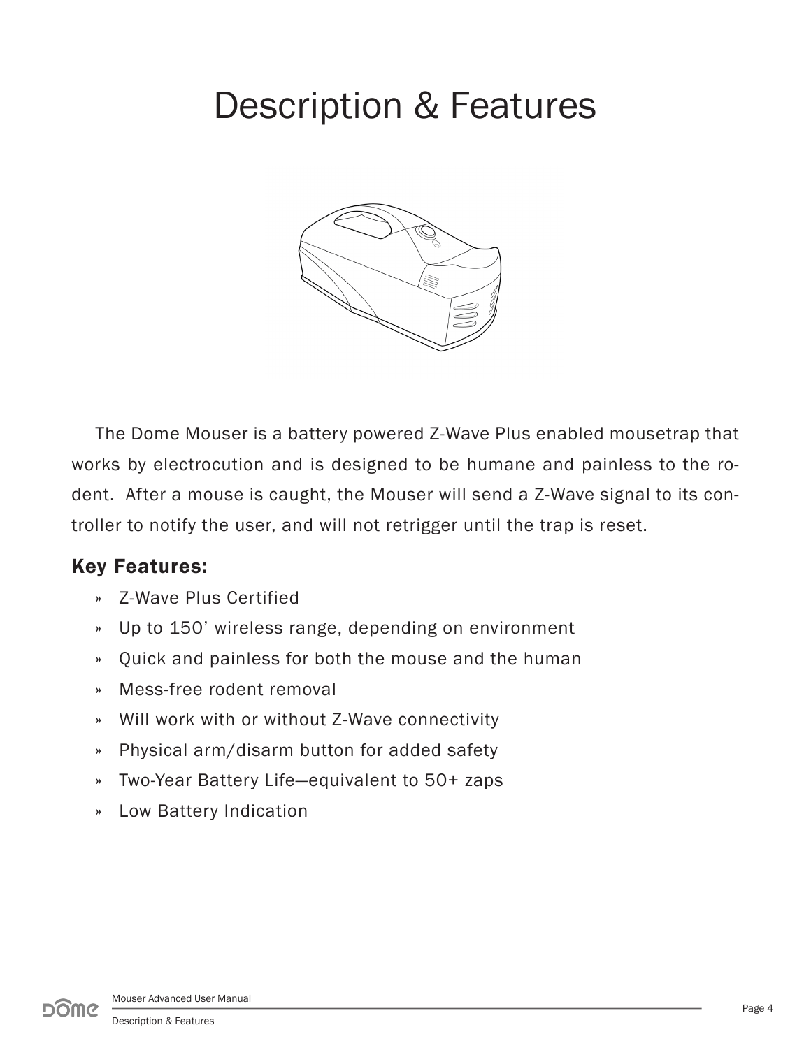# Description & Features

The Dome Mouser is a battery powered Z-Wave Plus enabled mousetrap that works by electrocution and is designed to be humane and painless to the rodent. After a mouse is caught, the Mouser will send a Z-Wave signal to its controller to notify the user, and will not retrigger until the trap is reset.

### Key Features:

- Z-Wave Plus Certified
- Up to 150' wireless range, depending on environment
- Quick and painless for both the mouse and the human
- Mess-free rodent removal
- Will work with or without Z-Wave connectivity
- Physical arm/disarm button for added safety
- Two-Year Battery Life—equivalent to 50+ zaps
- Low Battery Indication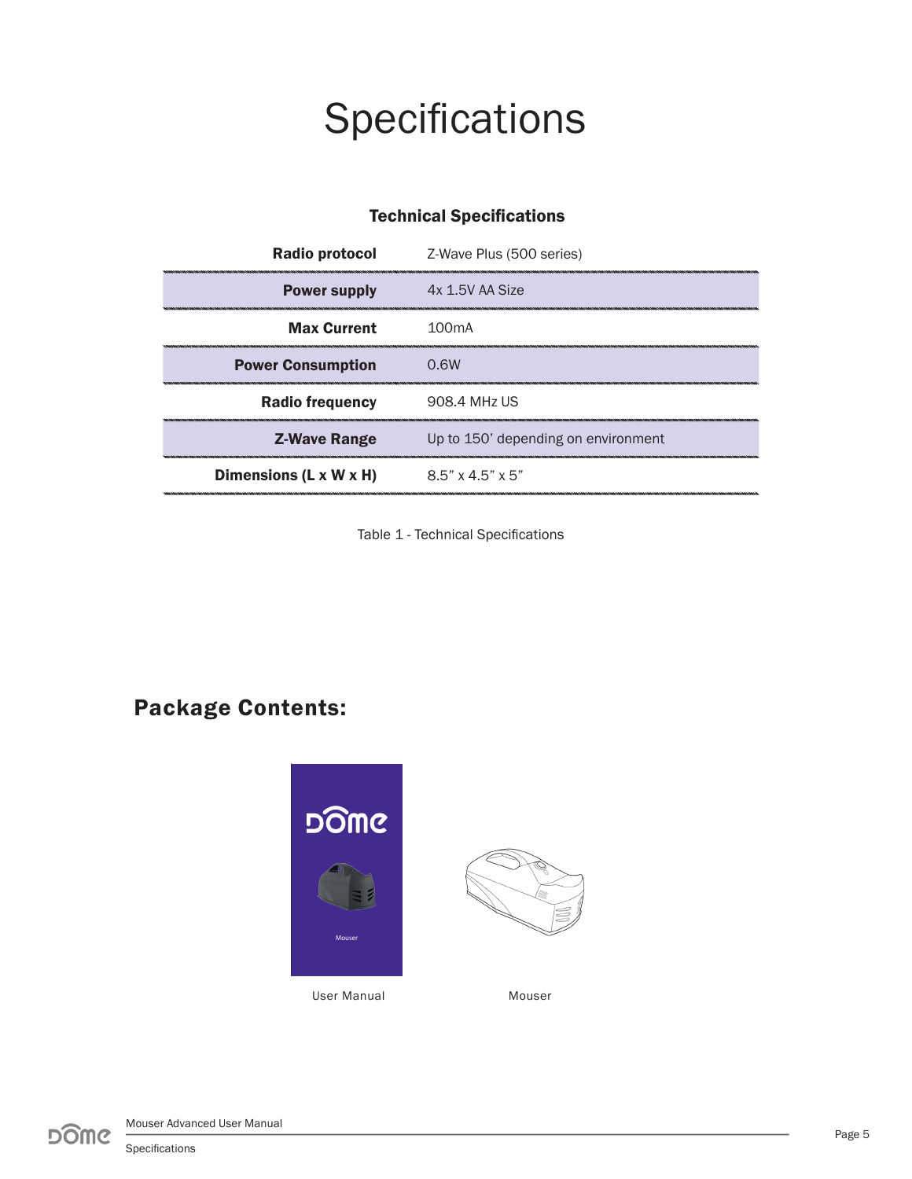# Specifications

### Technical Specifications

| | |
|---|---|
| **Radio protocol** | Z-Wave Plus (500 series) |
| **Power supply** | 4x 1.5V AA Size |
| **Max Current** | 100mA |
| **Power Consumption** | 0.6W |
| **Radio frequency** | 908.4 MHz US |
| **Z-Wave Range** | Up to 150' depending on environment |
| **Dimensions (L x W x H)** | 8.5" x 4.5" x 5" |

Table 1 - Technical Specifications

## Package Contents:

User Manual

Mouser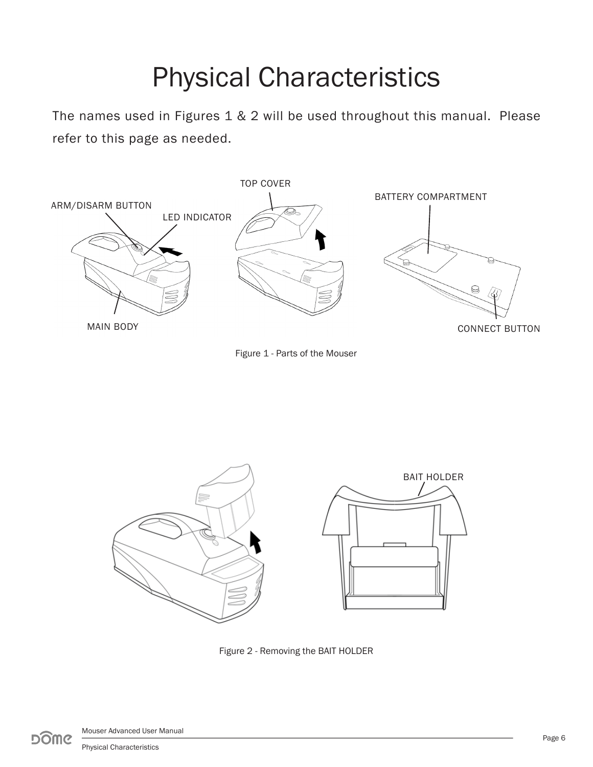# Physical Characteristics

The names used in Figures 1 & 2 will be used throughout this manual. Please refer to this page as needed.

Figure 1 - Parts of the Mouser

Figure 2 - Removing the BAIT HOLDER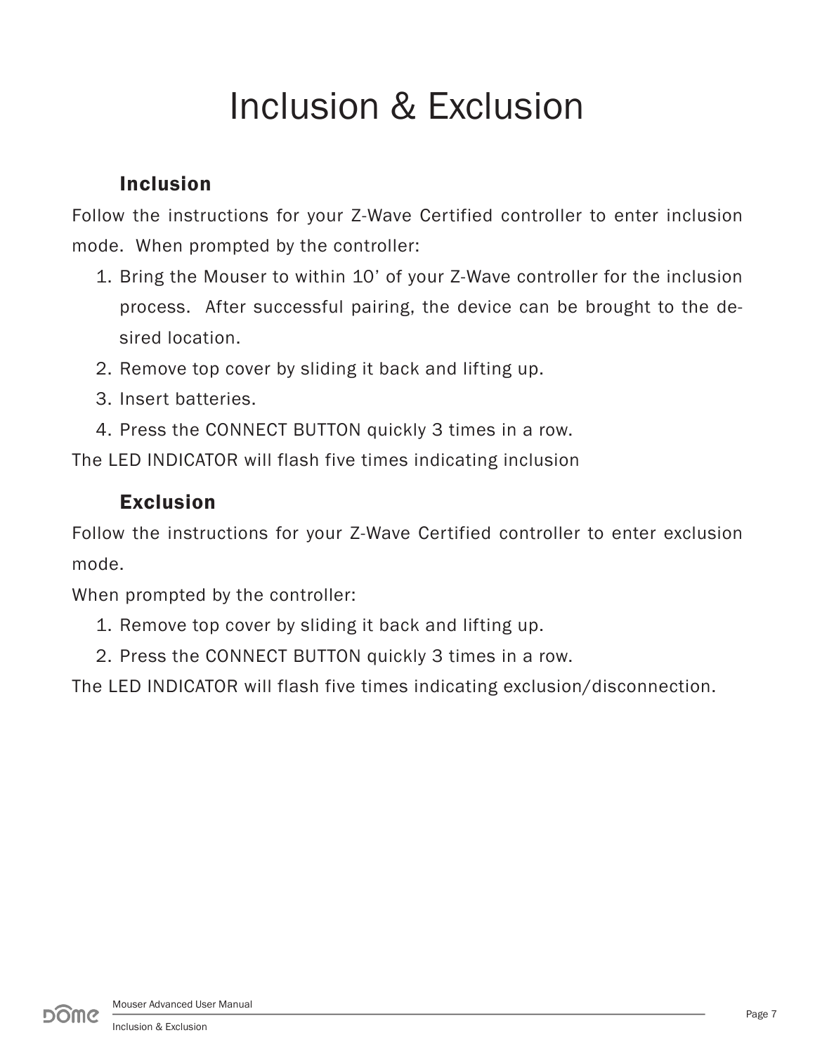# Inclusion & Exclusion

## Inclusion

Follow the instructions for your Z-Wave Certified controller to enter inclusion mode. When prompted by the controller:

1. Bring the Mouser to within 10' of your Z-Wave controller for the inclusion process. After successful pairing, the device can be brought to the desired location.
2. Remove top cover by sliding it back and lifting up.
3. Insert batteries.
4. Press the CONNECT BUTTON quickly 3 times in a row.

The LED INDICATOR will flash five times indicating inclusion

## Exclusion

Follow the instructions for your Z-Wave Certified controller to enter exclusion mode.

When prompted by the controller:

1. Remove top cover by sliding it back and lifting up.
2. Press the CONNECT BUTTON quickly 3 times in a row.

The LED INDICATOR will flash five times indicating exclusion/disconnection.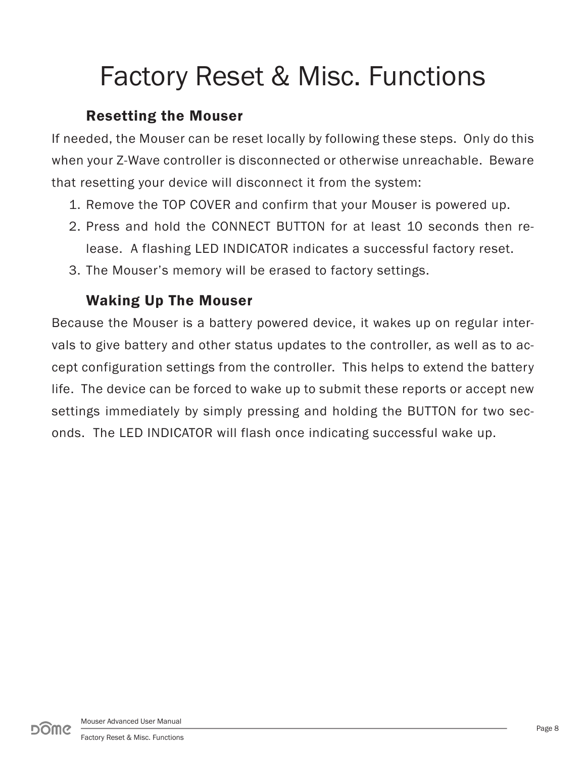# Factory Reset & Misc. Functions

## Resetting the Mouser

If needed, the Mouser can be reset locally by following these steps. Only do this when your Z-Wave controller is disconnected or otherwise unreachable. Beware that resetting your device will disconnect it from the system:

1. Remove the TOP COVER and confirm that your Mouser is powered up.
2. Press and hold the CONNECT BUTTON for at least 10 seconds then release. A flashing LED INDICATOR indicates a successful factory reset.
3. The Mouser's memory will be erased to factory settings.

## Waking Up The Mouser

Because the Mouser is a battery powered device, it wakes up on regular intervals to give battery and other status updates to the controller, as well as to accept configuration settings from the controller. This helps to extend the battery life. The device can be forced to wake up to submit these reports or accept new settings immediately by simply pressing and holding the BUTTON for two seconds. The LED INDICATOR will flash once indicating successful wake up.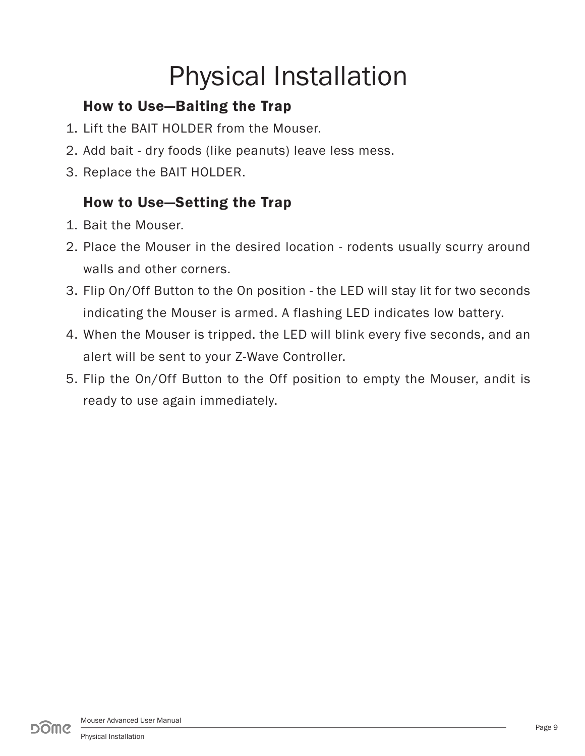# Physical Installation

### How to Use—Baiting the Trap

1. Lift the BAIT HOLDER from the Mouser.
2. Add bait - dry foods (like peanuts) leave less mess.
3. Replace the BAIT HOLDER.

### How to Use—Setting the Trap

1. Bait the Mouser.
2. Place the Mouser in the desired location - rodents usually scurry around walls and other corners.
3. Flip On/Off Button to the On position - the LED will stay lit for two seconds indicating the Mouser is armed. A flashing LED indicates low battery.
4. When the Mouser is tripped. the LED will blink every five seconds, and an alert will be sent to your Z-Wave Controller.
5. Flip the On/Off Button to the Off position to empty the Mouser, andit is ready to use again immediately.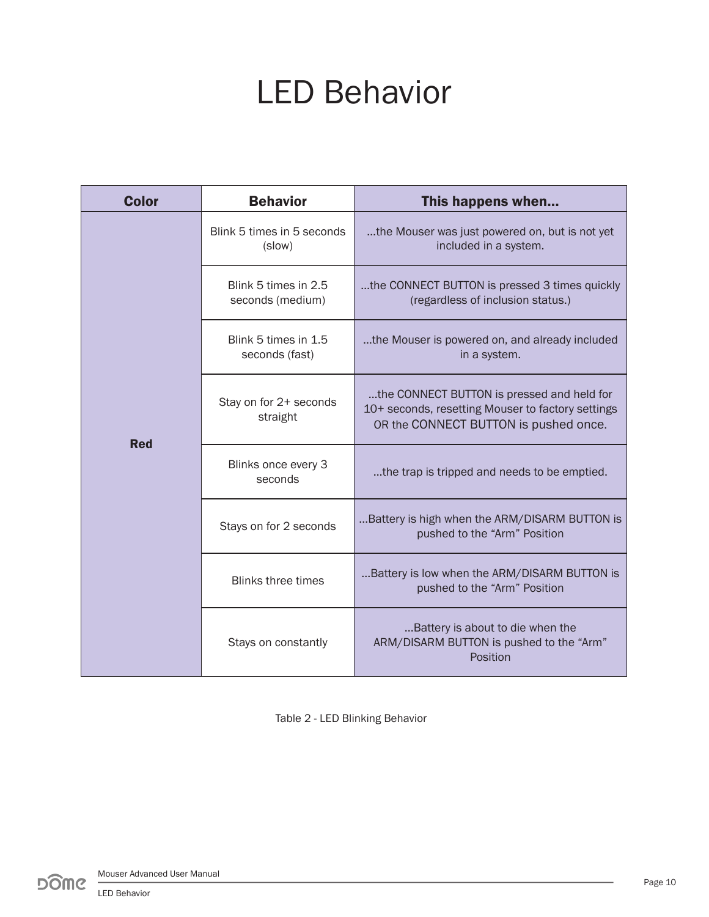# LED Behavior

| Color | Behavior | This happens when... |
|---|---|---|
| Red | Blink 5 times in 5 seconds (slow) | ...the Mouser was just powered on, but is not yet included in a system. |
| | Blink 5 times in 2.5 seconds (medium) | ...the CONNECT BUTTON is pressed 3 times quickly (regardless of inclusion status.) |
| | Blink 5 times in 1.5 seconds (fast) | ...the Mouser is powered on, and already included in a system. |
| | Stay on for 2+ seconds straight | ...the CONNECT BUTTON is pressed and held for 10+ seconds, resetting Mouser to factory settings OR the CONNECT BUTTON is pushed once. |
| | Blinks once every 3 seconds | ...the trap is tripped and needs to be emptied. |
| | Stays on for 2 seconds | ...Battery is high when the ARM/DISARM BUTTON is pushed to the "Arm" Position |
| | Blinks three times | ...Battery is low when the ARM/DISARM BUTTON is pushed to the "Arm" Position |
| | Stays on constantly | ...Battery is about to die when the ARM/DISARM BUTTON is pushed to the "Arm" Position |

Table 2 - LED Blinking Behavior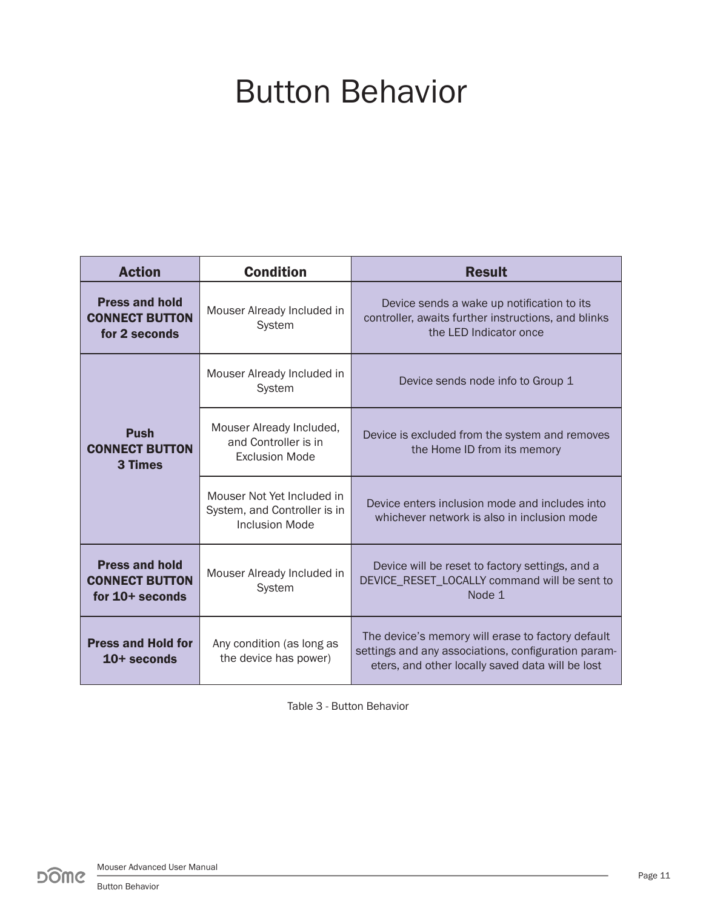# Button Behavior

| Action | Condition | Result |
|---|---|---|
| **Press and hold CONNECT BUTTON for 2 seconds** | Mouser Already Included in System | Device sends a wake up notification to its controller, awaits further instructions, and blinks the LED Indicator once |
| **Push CONNECT BUTTON 3 Times** | Mouser Already Included in System | Device sends node info to Group 1 |
| | Mouser Already Included, and Controller is in Exclusion Mode | Device is excluded from the system and removes the Home ID from its memory |
| | Mouser Not Yet Included in System, and Controller is in Inclusion Mode | Device enters inclusion mode and includes into whichever network is also in inclusion mode |
| **Press and hold CONNECT BUTTON for 10+ seconds** | Mouser Already Included in System | Device will be reset to factory settings, and a DEVICE_RESET_LOCALLY command will be sent to Node 1 |
| **Press and Hold for 10+ seconds** | Any condition (as long as the device has power) | The device's memory will erase to factory default settings and any associations, configuration parameters, and other locally saved data will be lost |

Table 3 - Button Behavior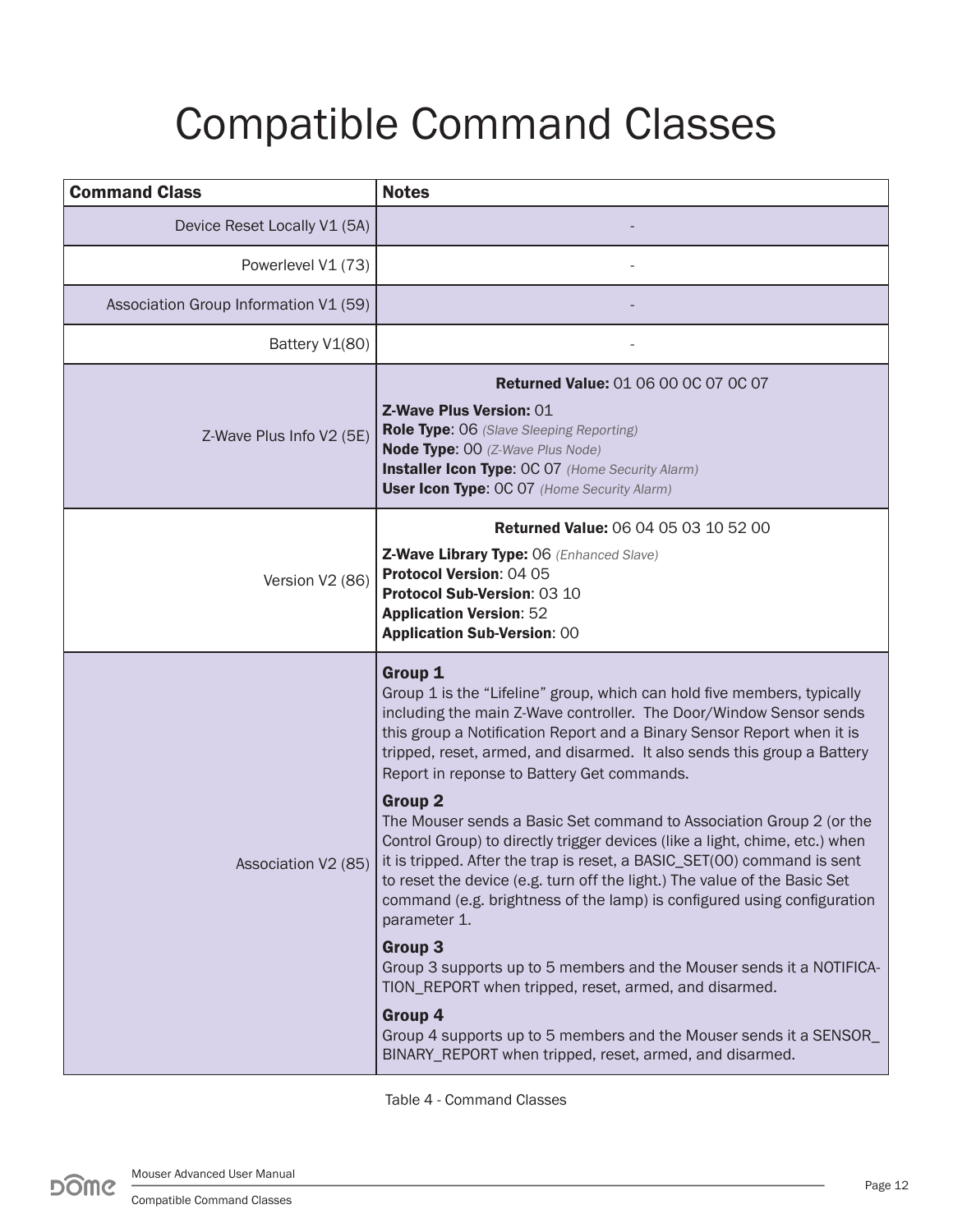# Compatible Command Classes

| Command Class | Notes |
|---|---|
| Device Reset Locally V1 (5A) | - |
| Powerlevel V1 (73) | - |
| Association Group Information V1 (59) | - |
| Battery V1(80) | - |
| Z-Wave Plus Info V2 (5E) | **Returned Value:** 01 06 00 0C 07 0C 07<br><br>**Z-Wave Plus Version:** 01<br>**Role Type**: 06 *(Slave Sleeping Reporting)*<br>**Node Type**: 00 *(Z-Wave Plus Node)*<br>**Installer Icon Type**: 0C 07 *(Home Security Alarm)*<br>**User Icon Type**: 0C 07 *(Home Security Alarm)* |
| Version V2 (86) | **Returned Value:** 06 04 05 03 10 52 00<br><br>**Z-Wave Library Type:** 06 *(Enhanced Slave)*<br>**Protocol Version**: 04 05<br>**Protocol Sub-Version**: 03 10<br>**Application Version**: 52<br>**Application Sub-Version**: 00 |
| Association V2 (85) | **Group 1**<br>Group 1 is the "Lifeline" group, which can hold five members, typically including the main Z-Wave controller. The Door/Window Sensor sends this group a Notification Report and a Binary Sensor Report when it is tripped, reset, armed, and disarmed. It also sends this group a Battery Report in reponse to Battery Get commands.<br><br>**Group 2**<br>The Mouser sends a Basic Set command to Association Group 2 (or the Control Group) to directly trigger devices (like a light, chime, etc.) when it is tripped. After the trap is reset, a BASIC_SET(00) command is sent to reset the device (e.g. turn off the light.) The value of the Basic Set command (e.g. brightness of the lamp) is configured using configuration parameter 1.<br><br>**Group 3**<br>Group 3 supports up to 5 members and the Mouser sends it a NOTIFICATION_REPORT when tripped, reset, armed, and disarmed.<br><br>**Group 4**<br>Group 4 supports up to 5 members and the Mouser sends it a SENSOR_BINARY_REPORT when tripped, reset, armed, and disarmed. |

Table 4 - Command Classes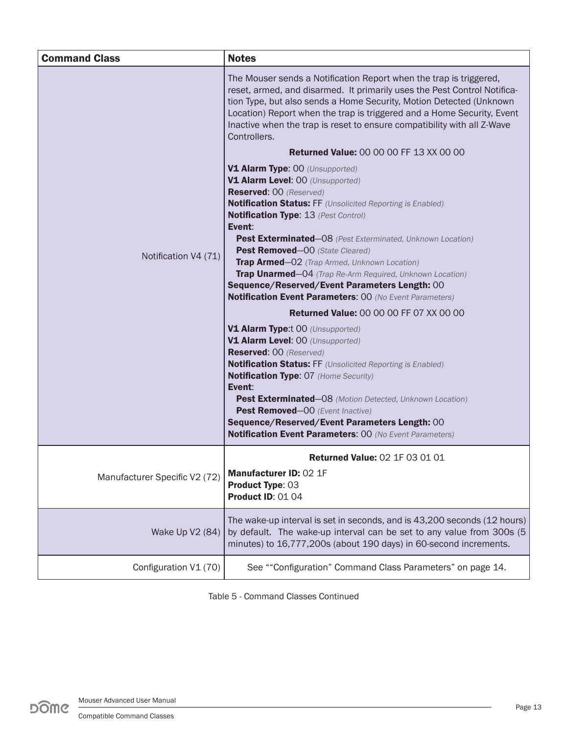| Command Class | Notes |
| --- | --- |
| Notification V4 (71) | The Mouser sends a Notification Report when the trap is triggered, reset, armed, and disarmed. It primarily uses the Pest Control Notification Type, but also sends a Home Security, Motion Detected (Unknown Location) Report when the trap is triggered and a Home Security, Event Inactive when the trap is reset to ensure compatibility with all Z-Wave Controllers.<br><br>**Returned Value:** 00 00 00 FF 13 XX 00 00<br><br>**V1 Alarm Type**: 00 *(Unsupported)*<br>**V1 Alarm Level**: 00 *(Unsupported)*<br>**Reserved**: 00 *(Reserved)*<br>**Notification Status:** FF *(Unsolicited Reporting is Enabled)*<br>**Notification Type**: 13 *(Pest Control)*<br>**Event**:<br>**Pest Exterminated**—08 *(Pest Exterminated, Unknown Location)*<br>**Pest Removed**—00 *(State Cleared)*<br>**Trap Armed**—02 *(Trap Armed, Unknown Location)*<br>**Trap Unarmed**—04 *(Trap Re-Arm Required, Unknown Location)*<br>**Sequence/Reserved/Event Parameters Length:** 00<br>**Notification Event Parameters**: 00 *(No Event Parameters)*<br><br>**Returned Value:** 00 00 00 FF 07 XX 00 00<br><br>**V1 Alarm Type**:t 00 *(Unsupported)*<br>**V1 Alarm Level**: 00 *(Unsupported)*<br>**Reserved**: 00 *(Reserved)*<br>**Notification Status:** FF *(Unsolicited Reporting is Enabled)*<br>**Notification Type**: 07 *(Home Security)*<br>**Event**:<br>**Pest Exterminated**—08 *(Motion Detected, Unknown Location)*<br>**Pest Removed**—00 *(Event Inactive)*<br>**Sequence/Reserved/Event Parameters Length:** 00<br>**Notification Event Parameters**: 00 *(No Event Parameters)* |
| Manufacturer Specific V2 (72) | **Returned Value:** 02 1F 03 01 01<br><br>**Manufacturer ID:** 02 1F<br>**Product Type**: 03<br>**Product ID**: 01 04 |
| Wake Up V2 (84) | The wake-up interval is set in seconds, and is 43,200 seconds (12 hours) by default. The wake-up interval can be set to any value from 300s (5 minutes) to 16,777,200s (about 190 days) in 60-second increments. |
| Configuration V1 (70) | See ""Configuration" Command Class Parameters" on page 14. |

Table 5 - Command Classes Continued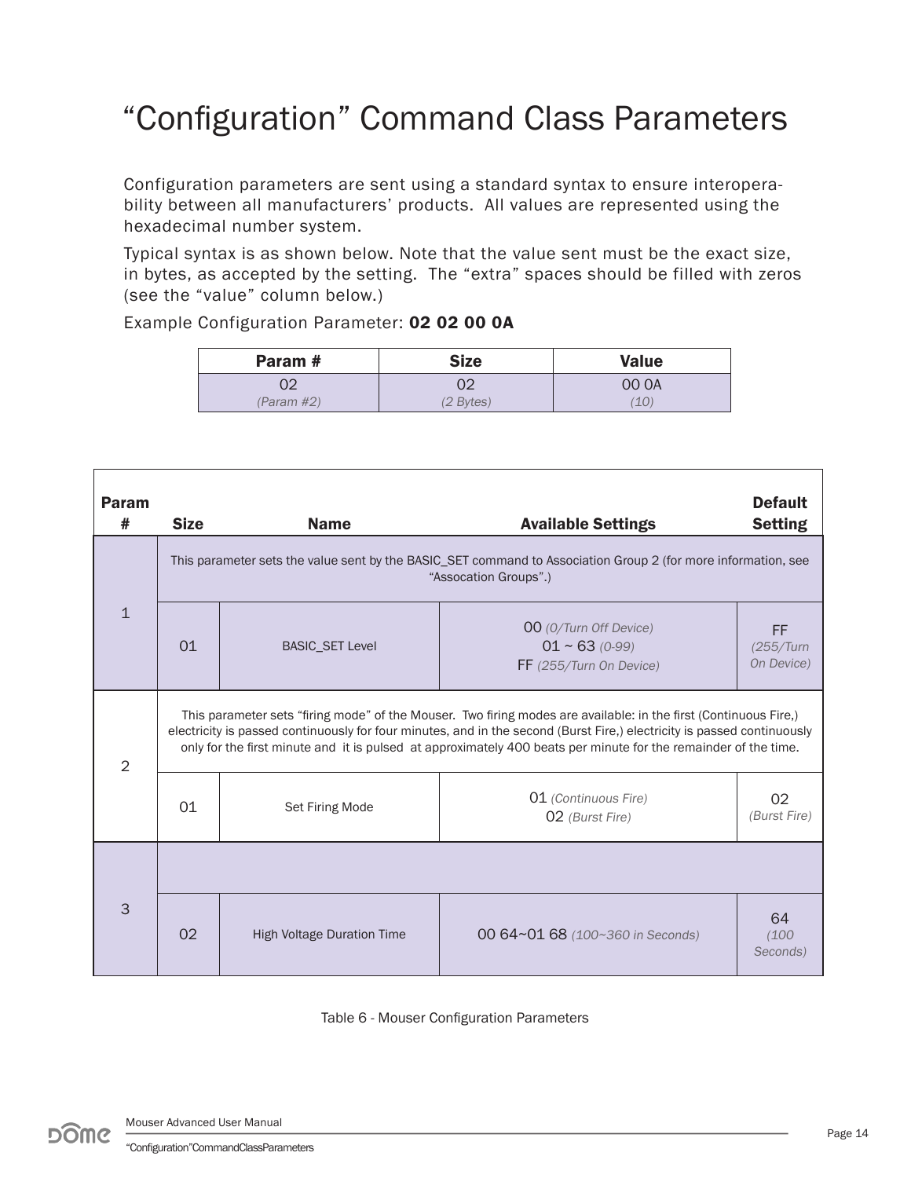# “Configuration” Command Class Parameters

Configuration parameters are sent using a standard syntax to ensure interoperability between all manufacturers’ products. All values are represented using the hexadecimal number system.

Typical syntax is as shown below. Note that the value sent must be the exact size, in bytes, as accepted by the setting. The “extra” spaces should be filled with zeros (see the “value” column below.)

Example Configuration Parameter: **02 02 00 0A**

| Param # | Size | Value |
|---|---|---|
| 02 *(Param #2)* | 02 *(2 Bytes)* | 00 0A *(10)* |

| Param # | Size | Name | Available Settings | Default Setting |
|---|---|---|---|---|
| 1 | This parameter sets the value sent by the BASIC_SET command to Association Group 2 (for more information, see “Assocation Groups”.) | | | |
| | 01 | BASIC_SET Level | 00 *(0/Turn Off Device)*<br>01 ~ 63 *(0-99)*<br>FF *(255/Turn On Device)* | FF *(255/Turn On Device)* |
| 2 | This parameter sets “firing mode” of the Mouser. Two firing modes are available: in the first (Continuous Fire,) electricity is passed continuously for four minutes, and in the second (Burst Fire,) electricity is passed continuously only for the first minute and it is pulsed at approximately 400 beats per minute for the remainder of the time. | | | |
| | 01 | Set Firing Mode | 01 *(Continuous Fire)*<br>02 *(Burst Fire)* | 02 *(Burst Fire)* |
| 3 | | | | |
| | 02 | High Voltage Duration Time | 00 64~01 68 *(100~360 in Seconds)* | 64 *(100 Seconds)* |

Table 6 - Mouser Configuration Parameters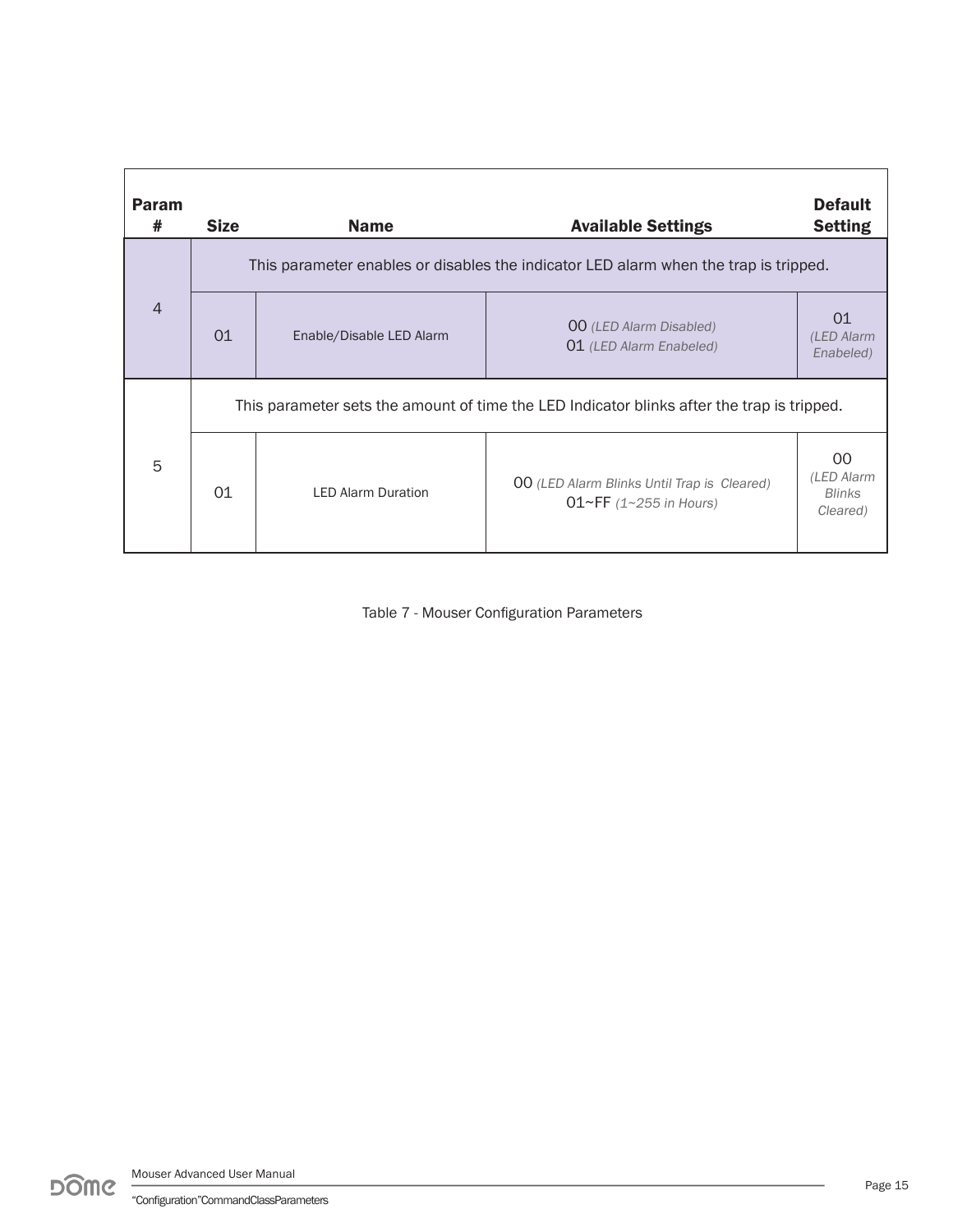| Param # | Size | Name | Available Settings | Default Setting |
|---|---|---|---|---|
| 4 | This parameter enables or disables the indicator LED alarm when the trap is tripped. | | | |
| | 01 | Enable/Disable LED Alarm | 00 *(LED Alarm Disabled)*<br>01 *(LED Alarm Enabeled)* | 01 *(LED Alarm Enabeled)* |
| 5 | This parameter sets the amount of time the LED Indicator blinks after the trap is tripped. | | | |
| | 01 | LED Alarm Duration | 00 *(LED Alarm Blinks Until Trap is Cleared)*<br>01~FF *(1~255 in Hours)* | 00 *(LED Alarm Blinks Cleared)* |

Table 7 - Mouser Configuration Parameters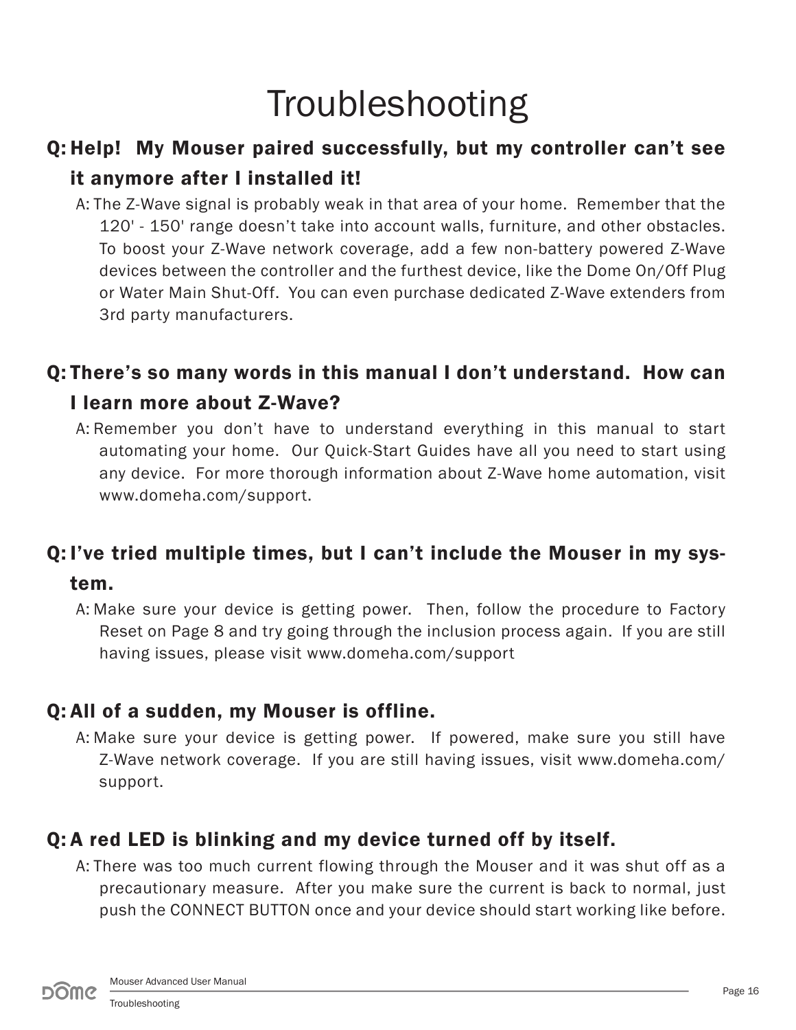# Troubleshooting

**Q: Help! My Mouser paired successfully, but my controller can't see it anymore after I installed it!**

A: The Z-Wave signal is probably weak in that area of your home. Remember that the 120' - 150' range doesn't take into account walls, furniture, and other obstacles. To boost your Z-Wave network coverage, add a few non-battery powered Z-Wave devices between the controller and the furthest device, like the Dome On/Off Plug or Water Main Shut-Off. You can even purchase dedicated Z-Wave extenders from 3rd party manufacturers.

**Q: There's so many words in this manual I don't understand. How can I learn more about Z-Wave?**

A: Remember you don't have to understand everything in this manual to start automating your home. Our Quick-Start Guides have all you need to start using any device. For more thorough information about Z-Wave home automation, visit www.domeha.com/support.

**Q: I've tried multiple times, but I can't include the Mouser in my system.**

A: Make sure your device is getting power. Then, follow the procedure to Factory Reset on Page 8 and try going through the inclusion process again. If you are still having issues, please visit www.domeha.com/support

**Q: All of a sudden, my Mouser is offline.**

A: Make sure your device is getting power. If powered, make sure you still have Z-Wave network coverage. If you are still having issues, visit www.domeha.com/support.

**Q: A red LED is blinking and my device turned off by itself.**

A: There was too much current flowing through the Mouser and it was shut off as a precautionary measure. After you make sure the current is back to normal, just push the CONNECT BUTTON once and your device should start working like before.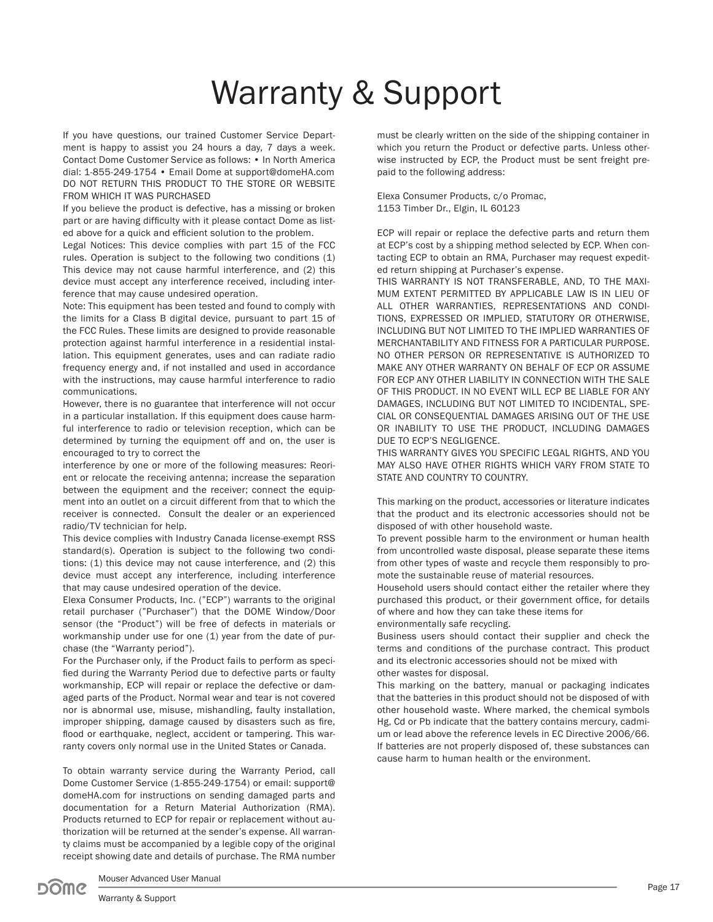# Warranty & Support

If you have questions, our trained Customer Service Department is happy to assist you 24 hours a day, 7 days a week. Contact Dome Customer Service as follows: • In North America dial: 1-855-249-1754 • Email Dome at support@domeHA.com DO NOT RETURN THIS PRODUCT TO THE STORE OR WEBSITE FROM WHICH IT WAS PURCHASED

If you believe the product is defective, has a missing or broken part or are having difficulty with it please contact Dome as listed above for a quick and efficient solution to the problem.

Legal Notices: This device complies with part 15 of the FCC rules. Operation is subject to the following two conditions (1) This device may not cause harmful interference, and (2) this device must accept any interference received, including interference that may cause undesired operation.

Note: This equipment has been tested and found to comply with the limits for a Class B digital device, pursuant to part 15 of the FCC Rules. These limits are designed to provide reasonable protection against harmful interference in a residential installation. This equipment generates, uses and can radiate radio frequency energy and, if not installed and used in accordance with the instructions, may cause harmful interference to radio communications.

However, there is no guarantee that interference will not occur in a particular installation. If this equipment does cause harmful interference to radio or television reception, which can be determined by turning the equipment off and on, the user is encouraged to try to correct the interference by one or more of the following measures: Reorient or relocate the receiving antenna; increase the separation between the equipment and the receiver; connect the equipment into an outlet on a circuit different from that to which the receiver is connected. Consult the dealer or an experienced radio/TV technician for help.

This device complies with Industry Canada license-exempt RSS standard(s). Operation is subject to the following two conditions: (1) this device may not cause interference, and (2) this device must accept any interference, including interference that may cause undesired operation of the device.

Elexa Consumer Products, Inc. ("ECP") warrants to the original retail purchaser ("Purchaser") that the DOME Window/Door sensor (the "Product") will be free of defects in materials or workmanship under use for one (1) year from the date of purchase (the "Warranty period").

For the Purchaser only, if the Product fails to perform as specified during the Warranty Period due to defective parts or faulty workmanship, ECP will repair or replace the defective or damaged parts of the Product. Normal wear and tear is not covered nor is abnormal use, misuse, mishandling, faulty installation, improper shipping, damage caused by disasters such as fire, flood or earthquake, neglect, accident or tampering. This warranty covers only normal use in the United States or Canada.

To obtain warranty service during the Warranty Period, call Dome Customer Service (1-855-249-1754) or email: support@domeHA.com for instructions on sending damaged parts and documentation for a Return Material Authorization (RMA). Products returned to ECP for repair or replacement without authorization will be returned at the sender's expense. All warranty claims must be accompanied by a legible copy of the original receipt showing date and details of purchase. The RMA number must be clearly written on the side of the shipping container in which you return the Product or defective parts. Unless otherwise instructed by ECP, the Product must be sent freight prepaid to the following address:

Elexa Consumer Products, c/o Promac,
1153 Timber Dr., Elgin, IL 60123

ECP will repair or replace the defective parts and return them at ECP's cost by a shipping method selected by ECP. When contacting ECP to obtain an RMA, Purchaser may request expedited return shipping at Purchaser's expense.

THIS WARRANTY IS NOT TRANSFERABLE, AND, TO THE MAXIMUM EXTENT PERMITTED BY APPLICABLE LAW IS IN LIEU OF ALL OTHER WARRANTIES, REPRESENTATIONS AND CONDITIONS, EXPRESSED OR IMPLIED, STATUTORY OR OTHERWISE, INCLUDING BUT NOT LIMITED TO THE IMPLIED WARRANTIES OF MERCHANTABILITY AND FITNESS FOR A PARTICULAR PURPOSE. NO OTHER PERSON OR REPRESENTATIVE IS AUTHORIZED TO MAKE ANY OTHER WARRANTY ON BEHALF OF ECP OR ASSUME FOR ECP ANY OTHER LIABILITY IN CONNECTION WITH THE SALE OF THIS PRODUCT. IN NO EVENT WILL ECP BE LIABLE FOR ANY DAMAGES, INCLUDING BUT NOT LIMITED TO INCIDENTAL, SPECIAL OR CONSEQUENTIAL DAMAGES ARISING OUT OF THE USE OR INABILITY TO USE THE PRODUCT, INCLUDING DAMAGES DUE TO ECP'S NEGLIGENCE.

THIS WARRANTY GIVES YOU SPECIFIC LEGAL RIGHTS, AND YOU MAY ALSO HAVE OTHER RIGHTS WHICH VARY FROM STATE TO STATE AND COUNTRY TO COUNTRY.

This marking on the product, accessories or literature indicates that the product and its electronic accessories should not be disposed of with other household waste.

To prevent possible harm to the environment or human health from uncontrolled waste disposal, please separate these items from other types of waste and recycle them responsibly to promote the sustainable reuse of material resources.

Household users should contact either the retailer where they purchased this product, or their government office, for details of where and how they can take these items for environmentally safe recycling.

Business users should contact their supplier and check the terms and conditions of the purchase contract. This product and its electronic accessories should not be mixed with other wastes for disposal.

This marking on the battery, manual or packaging indicates that the batteries in this product should not be disposed of with other household waste. Where marked, the chemical symbols Hg, Cd or Pb indicate that the battery contains mercury, cadmium or lead above the reference levels in EC Directive 2006/66. If batteries are not properly disposed of, these substances can cause harm to human health or the environment.